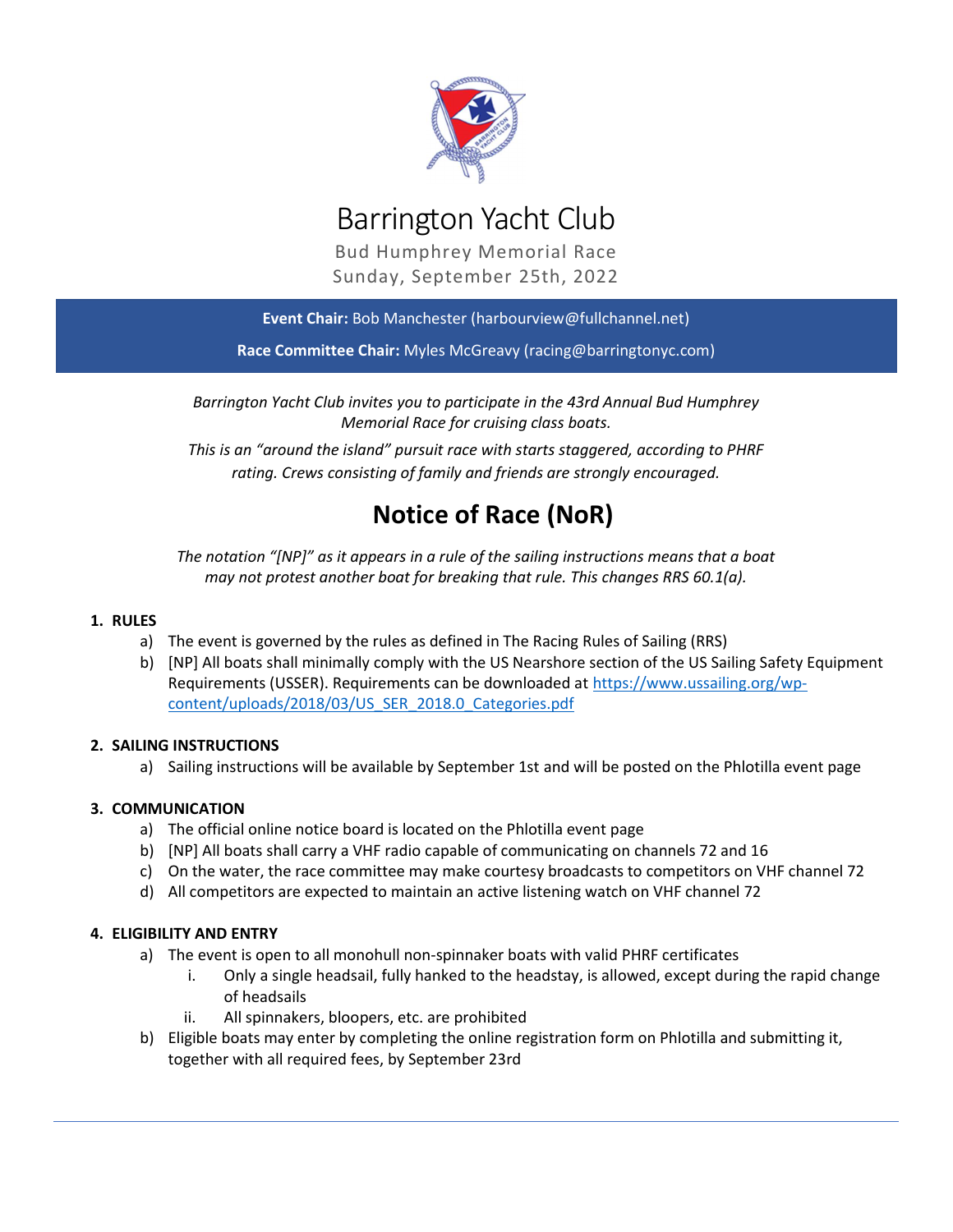# Barrington Yacht Club

Bud Humphrey Memorial Race
Sunday, September 25th, 2022

**Event Chair:** Bob Manchester (harbourview@fullchannel.net)

**Race Committee Chair:** Myles McGreavy (racing@barringtonyc.com)

*Barrington Yacht Club invites you to participate in the 43rd Annual Bud Humphrey Memorial Race for cruising class boats.*

*This is an "around the island" pursuit race with starts staggered, according to PHRF rating. Crews consisting of family and friends are strongly encouraged.*

## Notice of Race (NoR)

*The notation "[NP]" as it appears in a rule of the sailing instructions means that a boat may not protest another boat for breaking that rule. This changes RRS 60.1(a).*

### 1. RULES

a) The event is governed by the rules as defined in The Racing Rules of Sailing (RRS)

b) [NP] All boats shall minimally comply with the US Nearshore section of the US Sailing Safety Equipment Requirements (USSER). Requirements can be downloaded at https://www.ussailing.org/wp-content/uploads/2018/03/US_SER_2018.0_Categories.pdf

### 2. SAILING INSTRUCTIONS

a) Sailing instructions will be available by September 1st and will be posted on the Phlotilla event page

### 3. COMMUNICATION

a) The official online notice board is located on the Phlotilla event page

b) [NP] All boats shall carry a VHF radio capable of communicating on channels 72 and 16

c) On the water, the race committee may make courtesy broadcasts to competitors on VHF channel 72

d) All competitors are expected to maintain an active listening watch on VHF channel 72

### 4. ELIGIBILITY AND ENTRY

a) The event is open to all monohull non-spinnaker boats with valid PHRF certificates

  i. Only a single headsail, fully hanked to the headstay, is allowed, except during the rapid change of headsails

  ii. All spinnakers, bloopers, etc. are prohibited

b) Eligible boats may enter by completing the online registration form on Phlotilla and submitting it, together with all required fees, by September 23rd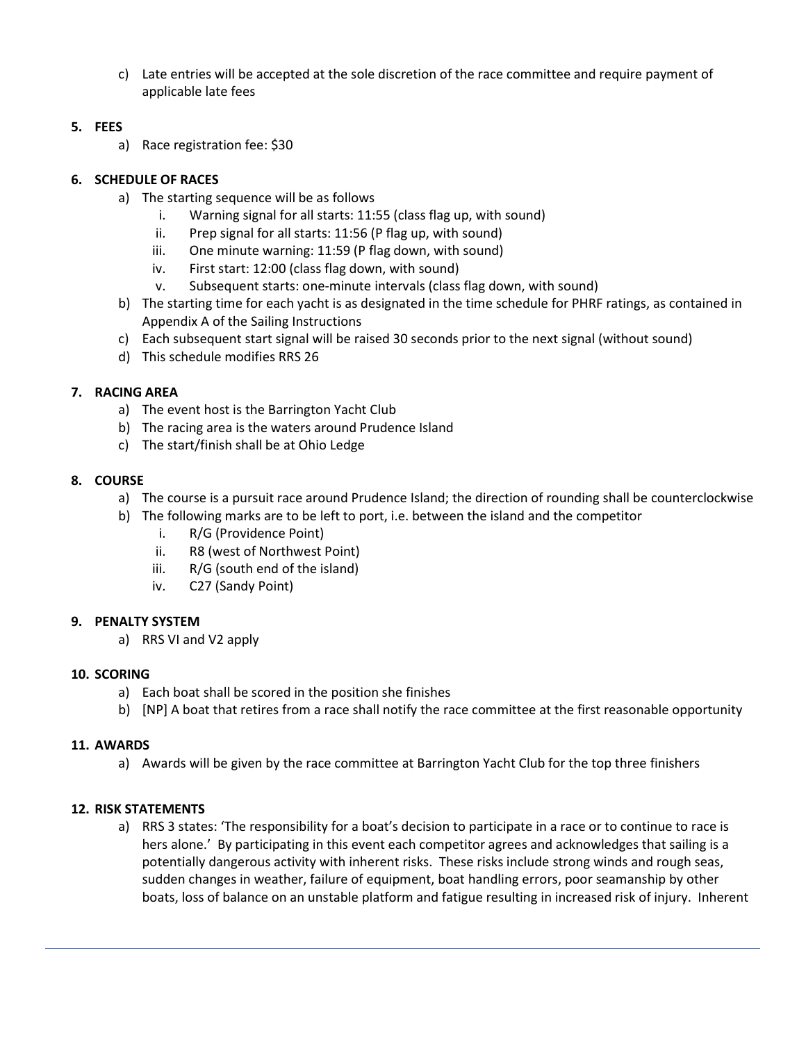c) Late entries will be accepted at the sole discretion of the race committee and require payment of applicable late fees

**5. FEES**

a) Race registration fee: $30

**6. SCHEDULE OF RACES**

a) The starting sequence will be as follows
   i. Warning signal for all starts: 11:55 (class flag up, with sound)
   ii. Prep signal for all starts: 11:56 (P flag up, with sound)
   iii. One minute warning: 11:59 (P flag down, with sound)
   iv. First start: 12:00 (class flag down, with sound)
   v. Subsequent starts: one-minute intervals (class flag down, with sound)

b) The starting time for each yacht is as designated in the time schedule for PHRF ratings, as contained in Appendix A of the Sailing Instructions

c) Each subsequent start signal will be raised 30 seconds prior to the next signal (without sound)

d) This schedule modifies RRS 26

**7. RACING AREA**

a) The event host is the Barrington Yacht Club

b) The racing area is the waters around Prudence Island

c) The start/finish shall be at Ohio Ledge

**8. COURSE**

a) The course is a pursuit race around Prudence Island; the direction of rounding shall be counterclockwise

b) The following marks are to be left to port, i.e. between the island and the competitor
   i. R/G (Providence Point)
   ii. R8 (west of Northwest Point)
   iii. R/G (south end of the island)
   iv. C27 (Sandy Point)

**9. PENALTY SYSTEM**

a) RRS VI and V2 apply

**10. SCORING**

a) Each boat shall be scored in the position she finishes

b) [NP] A boat that retires from a race shall notify the race committee at the first reasonable opportunity

**11. AWARDS**

a) Awards will be given by the race committee at Barrington Yacht Club for the top three finishers

**12. RISK STATEMENTS**

a) RRS 3 states: 'The responsibility for a boat's decision to participate in a race or to continue to race is hers alone.' By participating in this event each competitor agrees and acknowledges that sailing is a potentially dangerous activity with inherent risks. These risks include strong winds and rough seas, sudden changes in weather, failure of equipment, boat handling errors, poor seamanship by other boats, loss of balance on an unstable platform and fatigue resulting in increased risk of injury. Inherent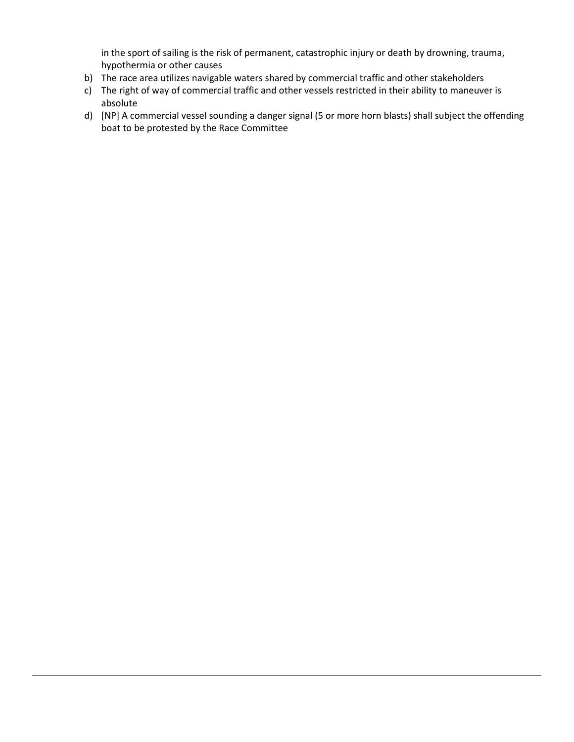in the sport of sailing is the risk of permanent, catastrophic injury or death by drowning, trauma, hypothermia or other causes

b) The race area utilizes navigable waters shared by commercial traffic and other stakeholders
c) The right of way of commercial traffic and other vessels restricted in their ability to maneuver is absolute
d) [NP] A commercial vessel sounding a danger signal (5 or more horn blasts) shall subject the offending boat to be protested by the Race Committee